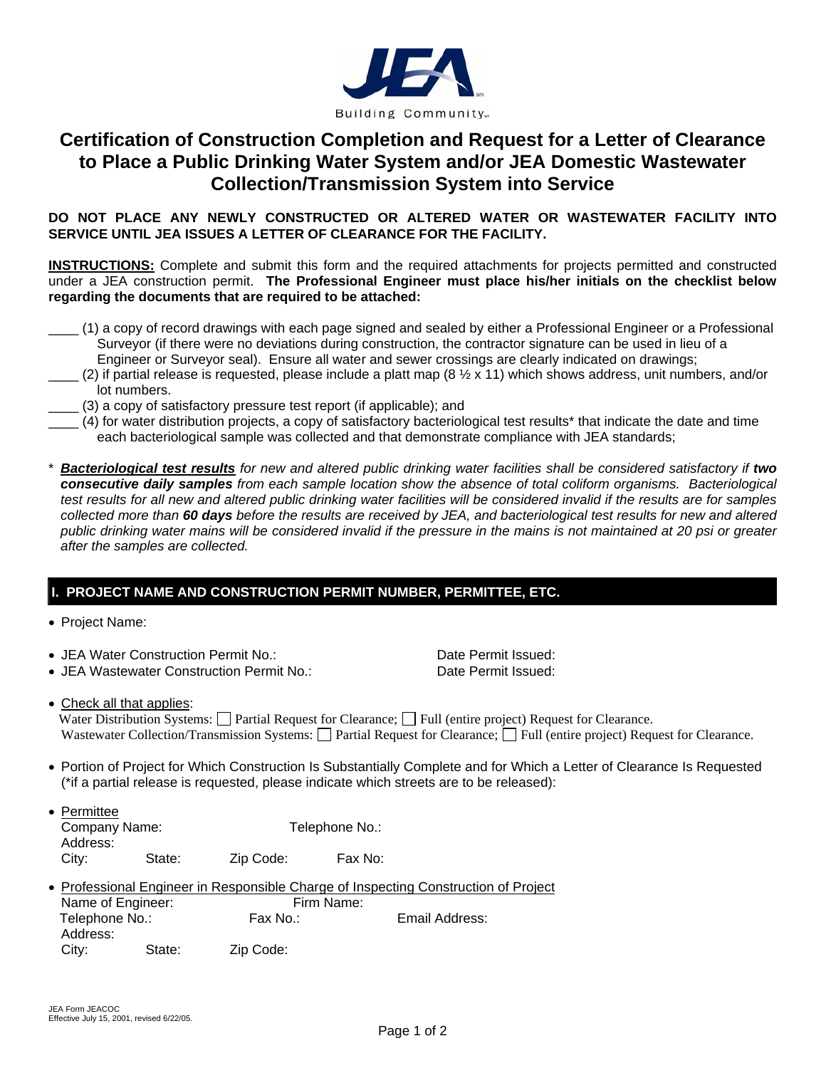JEA

Building Community℠

# Certification of Construction Completion and Request for a Letter of Clearance to Place a Public Drinking Water System and/or JEA Domestic Wastewater Collection/Transmission System into Service

**DO NOT PLACE ANY NEWLY CONSTRUCTED OR ALTERED WATER OR WASTEWATER FACILITY INTO SERVICE UNTIL JEA ISSUES A LETTER OF CLEARANCE FOR THE FACILITY.**

**INSTRUCTIONS:** Complete and submit this form and the required attachments for projects permitted and constructed under a JEA construction permit. **The Professional Engineer must place his/her initials on the checklist below regarding the documents that are required to be attached:**

____ (1) a copy of record drawings with each page signed and sealed by either a Professional Engineer or a Professional Surveyor (if there were no deviations during construction, the contractor signature can be used in lieu of a Engineer or Surveyor seal). Ensure all water and sewer crossings are clearly indicated on drawings;

____ (2) if partial release is requested, please include a platt map (8 ½ x 11) which shows address, unit numbers, and/or lot numbers.

____ (3) a copy of satisfactory pressure test report (if applicable); and

____ (4) for water distribution projects, a copy of satisfactory bacteriological test results* that indicate the date and time each bacteriological sample was collected and that demonstrate compliance with JEA standards;

\* ***Bacteriological test results*** *for new and altered public drinking water facilities shall be considered satisfactory if* ***two consecutive daily samples*** *from each sample location show the absence of total coliform organisms. Bacteriological test results for all new and altered public drinking water facilities will be considered invalid if the results are for samples collected more than* ***60 days*** *before the results are received by JEA, and bacteriological test results for new and altered public drinking water mains will be considered invalid if the pressure in the mains is not maintained at 20 psi or greater after the samples are collected.*

## I. PROJECT NAME AND CONSTRUCTION PERMIT NUMBER, PERMITTEE, ETC.

- Project Name:
- JEA Water Construction Permit No.: Date Permit Issued:
- JEA Wastewater Construction Permit No.: Date Permit Issued:
- Check all that applies:
  Water Distribution Systems: ☐ Partial Request for Clearance; ☐ Full (entire project) Request for Clearance.
  Wastewater Collection/Transmission Systems: ☐ Partial Request for Clearance; ☐ Full (entire project) Request for Clearance.
- Portion of Project for Which Construction Is Substantially Complete and for Which a Letter of Clearance Is Requested (*if a partial release is requested, please indicate which streets are to be released):
- Permittee
  Company Name: Telephone No.:
  Address:
  City: State: Zip Code: Fax No:
- Professional Engineer in Responsible Charge of Inspecting Construction of Project
  Name of Engineer: Firm Name:
  Telephone No.: Fax No.: Email Address:
  Address:
  City: State: Zip Code:

JEA Form JEACOC
Effective July 15, 2001, revised 6/22/05.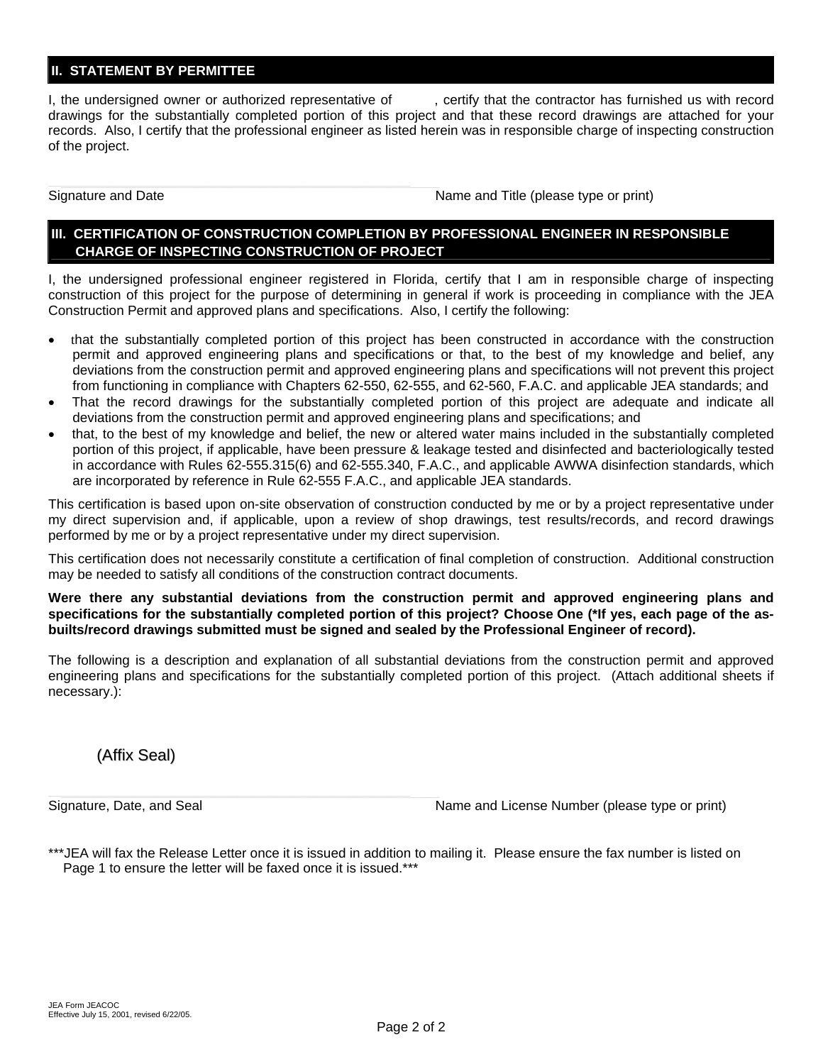## II. STATEMENT BY PERMITTEE

I, the undersigned owner or authorized representative of , certify that the contractor has furnished us with record drawings for the substantially completed portion of this project and that these record drawings are attached for your records. Also, I certify that the professional engineer as listed herein was in responsible charge of inspecting construction of the project.

Signature and Date | Name and Title (please type or print)

## III. CERTIFICATION OF CONSTRUCTION COMPLETION BY PROFESSIONAL ENGINEER IN RESPONSIBLE CHARGE OF INSPECTING CONSTRUCTION OF PROJECT

I, the undersigned professional engineer registered in Florida, certify that I am in responsible charge of inspecting construction of this project for the purpose of determining in general if work is proceeding in compliance with the JEA Construction Permit and approved plans and specifications. Also, I certify the following:

- that the substantially completed portion of this project has been constructed in accordance with the construction permit and approved engineering plans and specifications or that, to the best of my knowledge and belief, any deviations from the construction permit and approved engineering plans and specifications will not prevent this project from functioning in compliance with Chapters 62-550, 62-555, and 62-560, F.A.C. and applicable JEA standards; and
- That the record drawings for the substantially completed portion of this project are adequate and indicate all deviations from the construction permit and approved engineering plans and specifications; and
- that, to the best of my knowledge and belief, the new or altered water mains included in the substantially completed portion of this project, if applicable, have been pressure & leakage tested and disinfected and bacteriologically tested in accordance with Rules 62-555.315(6) and 62-555.340, F.A.C., and applicable AWWA disinfection standards, which are incorporated by reference in Rule 62-555 F.A.C., and applicable JEA standards.

This certification is based upon on-site observation of construction conducted by me or by a project representative under my direct supervision and, if applicable, upon a review of shop drawings, test results/records, and record drawings performed by me or by a project representative under my direct supervision.

This certification does not necessarily constitute a certification of final completion of construction. Additional construction may be needed to satisfy all conditions of the construction contract documents.

**Were there any substantial deviations from the construction permit and approved engineering plans and specifications for the substantially completed portion of this project? Choose One (*If yes, each page of the as-builts/record drawings submitted must be signed and sealed by the Professional Engineer of record).**

The following is a description and explanation of all substantial deviations from the construction permit and approved engineering plans and specifications for the substantially completed portion of this project. (Attach additional sheets if necessary.):

(Affix Seal)

Signature, Date, and Seal | Name and License Number (please type or print)

***JEA will fax the Release Letter once it is issued in addition to mailing it. Please ensure the fax number is listed on Page 1 to ensure the letter will be faxed once it is issued.***

JEA Form JEACOC
Effective July 15, 2001, revised 6/22/05.